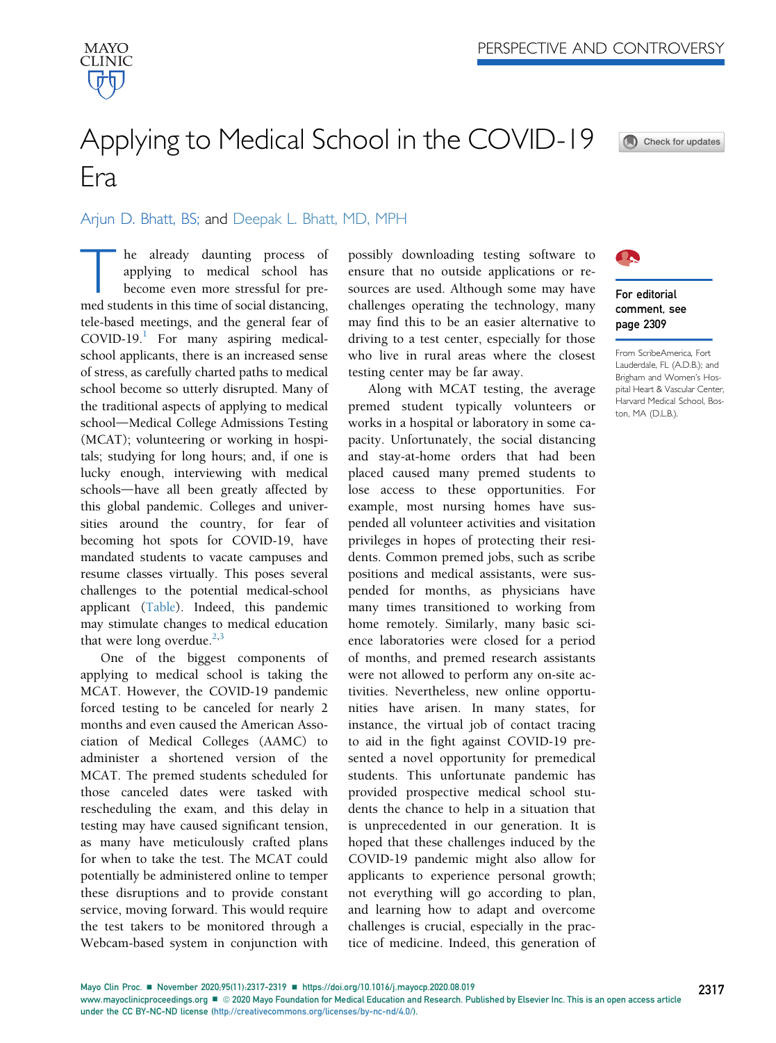PERSPECTIVE AND CONTROVERSY

# Applying to Medical School in the COVID-19 Era

Arjun D. Bhatt, BS; and Deepak L. Bhatt, MD, MPH

For editorial comment, see page 2309

From ScribeAmerica, Fort Lauderdale, FL (A.D.B.); and Brigham and Women's Hospital Heart & Vascular Center, Harvard Medical School, Boston, MA (D.L.B.).

The already daunting process of applying to medical school has become even more stressful for premed students in this time of social distancing, tele-based meetings, and the general fear of COVID-19.[1] For many aspiring medical-school applicants, there is an increased sense of stress, as carefully charted paths to medical school become so utterly disrupted. Many of the traditional aspects of applying to medical school—Medical College Admissions Testing (MCAT); volunteering or working in hospitals; studying for long hours; and, if one is lucky enough, interviewing with medical schools—have all been greatly affected by this global pandemic. Colleges and universities around the country, for fear of becoming hot spots for COVID-19, have mandated students to vacate campuses and resume classes virtually. This poses several challenges to the potential medical-school applicant (Table). Indeed, this pandemic may stimulate changes to medical education that were long overdue.[2,3]

One of the biggest components of applying to medical school is taking the MCAT. However, the COVID-19 pandemic forced testing to be canceled for nearly 2 months and even caused the American Association of Medical Colleges (AAMC) to administer a shortened version of the MCAT. The premed students scheduled for those canceled dates were tasked with rescheduling the exam, and this delay in testing may have caused significant tension, as many have meticulously crafted plans for when to take the test. The MCAT could potentially be administered online to temper these disruptions and to provide constant service, moving forward. This would require the test takers to be monitored through a Webcam-based system in conjunction with possibly downloading testing software to ensure that no outside applications or resources are used. Although some may have challenges operating the technology, many may find this to be an easier alternative to driving to a test center, especially for those who live in rural areas where the closest testing center may be far away.

Along with MCAT testing, the average premed student typically volunteers or works in a hospital or laboratory in some capacity. Unfortunately, the social distancing and stay-at-home orders that had been placed caused many premed students to lose access to these opportunities. For example, most nursing homes have suspended all volunteer activities and visitation privileges in hopes of protecting their residents. Common premed jobs, such as scribe positions and medical assistants, were suspended for months, as physicians have many times transitioned to working from home remotely. Similarly, many basic science laboratories were closed for a period of months, and premed research assistants were not allowed to perform any on-site activities. Nevertheless, new online opportunities have arisen. In many states, for instance, the virtual job of contact tracing to aid in the fight against COVID-19 presented a novel opportunity for premedical students. This unfortunate pandemic has provided prospective medical school students the chance to help in a situation that is unprecedented in our generation. It is hoped that these challenges induced by the COVID-19 pandemic might also allow for applicants to experience personal growth; not everything will go according to plan, and learning how to adapt and overcome challenges is crucial, especially in the practice of medicine. Indeed, this generation of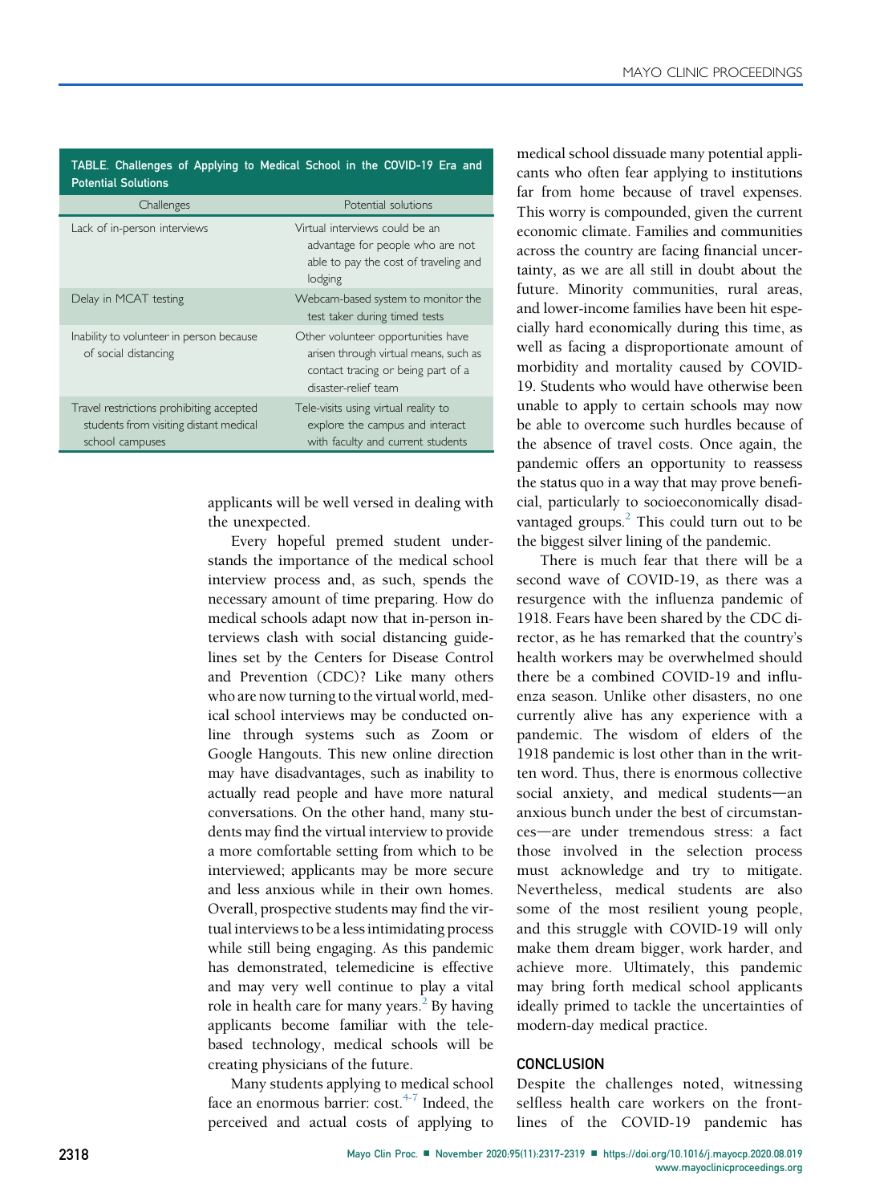TABLE. Challenges of Applying to Medical School in the COVID-19 Era and Potential Solutions

| Challenges | Potential solutions |
| --- | --- |
| Lack of in-person interviews | Virtual interviews could be an advantage for people who are not able to pay the cost of traveling and lodging |
| Delay in MCAT testing | Webcam-based system to monitor the test taker during timed tests |
| Inability to volunteer in person because of social distancing | Other volunteer opportunities have arisen through virtual means, such as contact tracing or being part of a disaster-relief team |
| Travel restrictions prohibiting accepted students from visiting distant medical school campuses | Tele-visits using virtual reality to explore the campus and interact with faculty and current students |

applicants will be well versed in dealing with the unexpected.

Every hopeful premed student understands the importance of the medical school interview process and, as such, spends the necessary amount of time preparing. How do medical schools adapt now that in-person interviews clash with social distancing guidelines set by the Centers for Disease Control and Prevention (CDC)? Like many others who are now turning to the virtual world, medical school interviews may be conducted online through systems such as Zoom or Google Hangouts. This new online direction may have disadvantages, such as inability to actually read people and have more natural conversations. On the other hand, many students may find the virtual interview to provide a more comfortable setting from which to be interviewed; applicants may be more secure and less anxious while in their own homes. Overall, prospective students may find the virtual interviews to be a less intimidating process while still being engaging. As this pandemic has demonstrated, telemedicine is effective and may very well continue to play a vital role in health care for many years.[2] By having applicants become familiar with the tele-based technology, medical schools will be creating physicians of the future.

Many students applying to medical school face an enormous barrier: cost.[4-7] Indeed, the perceived and actual costs of applying to medical school dissuade many potential applicants who often fear applying to institutions far from home because of travel expenses. This worry is compounded, given the current economic climate. Families and communities across the country are facing financial uncertainty, as we are all still in doubt about the future. Minority communities, rural areas, and lower-income families have been hit especially hard economically during this time, as well as facing a disproportionate amount of morbidity and mortality caused by COVID-19. Students who would have otherwise been unable to apply to certain schools may now be able to overcome such hurdles because of the absence of travel costs. Once again, the pandemic offers an opportunity to reassess the status quo in a way that may prove beneficial, particularly to socioeconomically disadvantaged groups.[2] This could turn out to be the biggest silver lining of the pandemic.

There is much fear that there will be a second wave of COVID-19, as there was a resurgence with the influenza pandemic of 1918. Fears have been shared by the CDC director, as he has remarked that the country's health workers may be overwhelmed should there be a combined COVID-19 and influenza season. Unlike other disasters, no one currently alive has any experience with a pandemic. The wisdom of elders of the 1918 pandemic is lost other than in the written word. Thus, there is enormous collective social anxiety, and medical students—an anxious bunch under the best of circumstances—are under tremendous stress: a fact those involved in the selection process must acknowledge and try to mitigate. Nevertheless, medical students are also some of the most resilient young people, and this struggle with COVID-19 will only make them dream bigger, work harder, and achieve more. Ultimately, this pandemic may bring forth medical school applicants ideally primed to tackle the uncertainties of modern-day medical practice.

## CONCLUSION

Despite the challenges noted, witnessing selfless health care workers on the frontlines of the COVID-19 pandemic has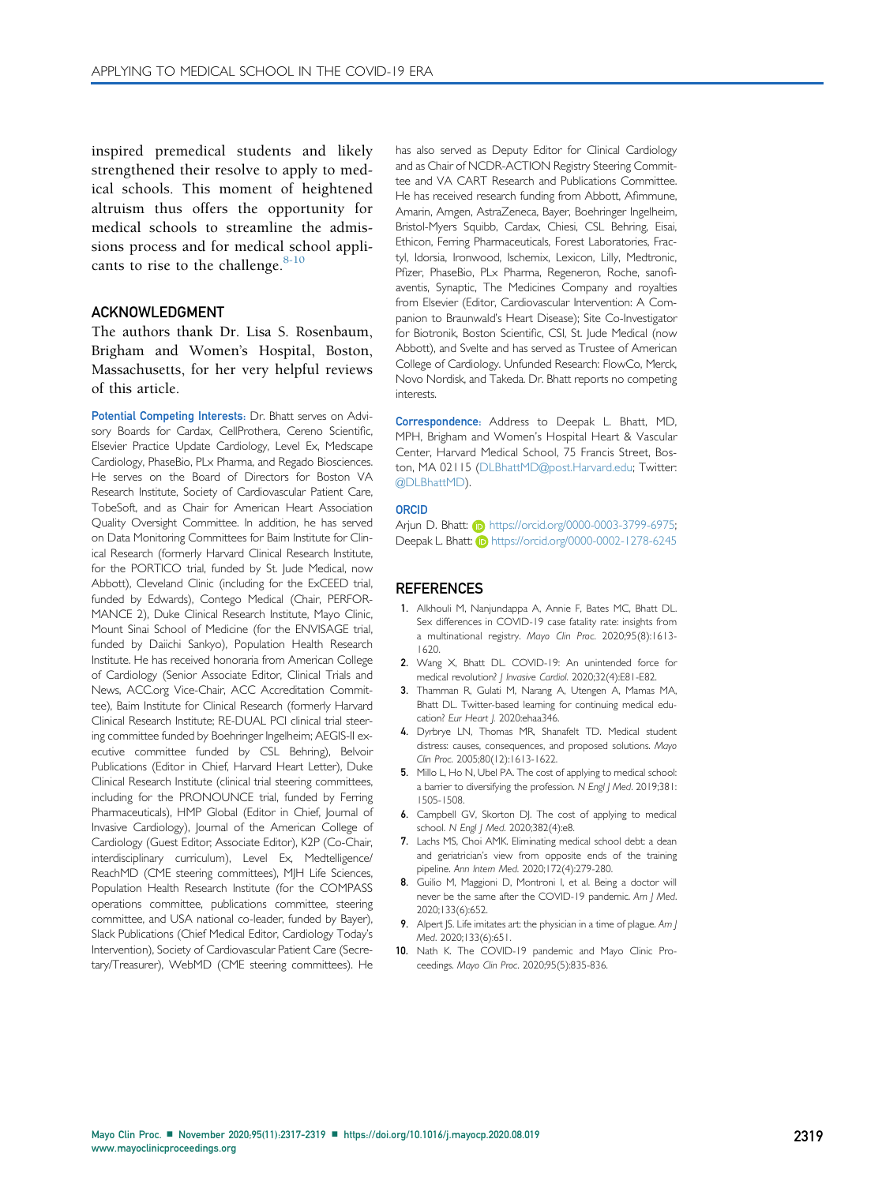inspired premedical students and likely strengthened their resolve to apply to medical schools. This moment of heightened altruism thus offers the opportunity for medical schools to streamline the admissions process and for medical school applicants to rise to the challenge.[8-10]

## ACKNOWLEDGMENT

The authors thank Dr. Lisa S. Rosenbaum, Brigham and Women's Hospital, Boston, Massachusetts, for her very helpful reviews of this article.

**Potential Competing Interests:** Dr. Bhatt serves on Advisory Boards for Cardax, CellProthera, Cereno Scientific, Elsevier Practice Update Cardiology, Level Ex, Medscape Cardiology, PhaseBio, PLx Pharma, and Regado Biosciences. He serves on the Board of Directors for Boston VA Research Institute, Society of Cardiovascular Patient Care, TobeSoft, and as Chair for American Heart Association Quality Oversight Committee. In addition, he has served on Data Monitoring Committees for Baim Institute for Clinical Research (formerly Harvard Clinical Research Institute, for the PORTICO trial, funded by St. Jude Medical, now Abbott), Cleveland Clinic (including for the ExCEED trial, funded by Edwards), Contego Medical (Chair, PERFORMANCE 2), Duke Clinical Research Institute, Mayo Clinic, Mount Sinai School of Medicine (for the ENVISAGE trial, funded by Daiichi Sankyo), Population Health Research Institute. He has received honoraria from American College of Cardiology (Senior Associate Editor, Clinical Trials and News, ACC.org Vice-Chair, ACC Accreditation Committee), Baim Institute for Clinical Research (formerly Harvard Clinical Research Institute; RE-DUAL PCI clinical trial steering committee funded by Boehringer Ingelheim; AEGIS-II executive committee funded by CSL Behring), Belvoir Publications (Editor in Chief, Harvard Heart Letter), Duke Clinical Research Institute (clinical trial steering committees, including for the PRONOUNCE trial, funded by Ferring Pharmaceuticals), HMP Global (Editor in Chief, Journal of Invasive Cardiology), Journal of the American College of Cardiology (Guest Editor; Associate Editor), K2P (Co-Chair, interdisciplinary curriculum), Level Ex, Medtelligence/ReachMD (CME steering committees), MJH Life Sciences, Population Health Research Institute (for the COMPASS operations committee, publications committee, steering committee, and USA national co-leader, funded by Bayer), Slack Publications (Chief Medical Editor, Cardiology Today's Intervention), Society of Cardiovascular Patient Care (Secretary/Treasurer), WebMD (CME steering committees). He has also served as Deputy Editor for Clinical Cardiology and as Chair of NCDR-ACTION Registry Steering Committee and VA CART Research and Publications Committee. He has received research funding from Abbott, Afimmune, Amarin, Amgen, AstraZeneca, Bayer, Boehringer Ingelheim, Bristol-Myers Squibb, Cardax, Chiesi, CSL Behring, Eisai, Ethicon, Ferring Pharmaceuticals, Forest Laboratories, Fractyl, Idorsia, Ironwood, Ischemix, Lexicon, Lilly, Medtronic, Pfizer, PhaseBio, PLx Pharma, Regeneron, Roche, sanofi-aventis, Synaptic, The Medicines Company and royalties from Elsevier (Editor, Cardiovascular Intervention: A Companion to Braunwald's Heart Disease); Site Co-Investigator for Biotronik, Boston Scientific, CSI, St. Jude Medical (now Abbott), and Svelte and has served as Trustee of American College of Cardiology. Unfunded Research: FlowCo, Merck, Novo Nordisk, and Takeda. Dr. Bhatt reports no competing interests.

**Correspondence:** Address to Deepak L. Bhatt, MD, MPH, Brigham and Women's Hospital Heart & Vascular Center, Harvard Medical School, 75 Francis Street, Boston, MA 02115 (DLBhattMD@post.Harvard.edu; Twitter: @DLBhattMD).

**ORCID**

Arjun D. Bhatt: https://orcid.org/0000-0003-3799-6975; Deepak L. Bhatt: https://orcid.org/0000-0002-1278-6245

## REFERENCES

1. Alkhouli M, Nanjundappa A, Annie F, Bates MC, Bhatt DL. Sex differences in COVID-19 case fatality rate: insights from a multinational registry. *Mayo Clin Proc*. 2020;95(8):1613-1620.
2. Wang X, Bhatt DL. COVID-19: An unintended force for medical revolution? *J Invasive Cardiol*. 2020;32(4):E81-E82.
3. Thamman R, Gulati M, Narang A, Utengen A, Mamas MA, Bhatt DL. Twitter-based learning for continuing medical education? *Eur Heart J*. 2020:ehaa346.
4. Dyrbrye LN, Thomas MR, Shanafelt TD. Medical student distress: causes, consequences, and proposed solutions. *Mayo Clin Proc*. 2005;80(12):1613-1622.
5. Millo L, Ho N, Ubel PA. The cost of applying to medical school: a barrier to diversifying the profession. *N Engl J Med*. 2019;381:1505-1508.
6. Campbell GV, Skorton DJ. The cost of applying to medical school. *N Engl J Med*. 2020;382(4):e8.
7. Lachs MS, Choi AMK. Eliminating medical school debt: a dean and geriatrician's view from opposite ends of the training pipeline. *Ann Intern Med*. 2020;172(4):279-280.
8. Guilio M, Maggioni D, Montroni I, et al. Being a doctor will never be the same after the COVID-19 pandemic. *Am J Med*. 2020;133(6):652.
9. Alpert JS. Life imitates art: the physician in a time of plague. *Am J Med*. 2020;133(6):651.
10. Nath K. The COVID-19 pandemic and Mayo Clinic Proceedings. *Mayo Clin Proc*. 2020;95(5):835-836.